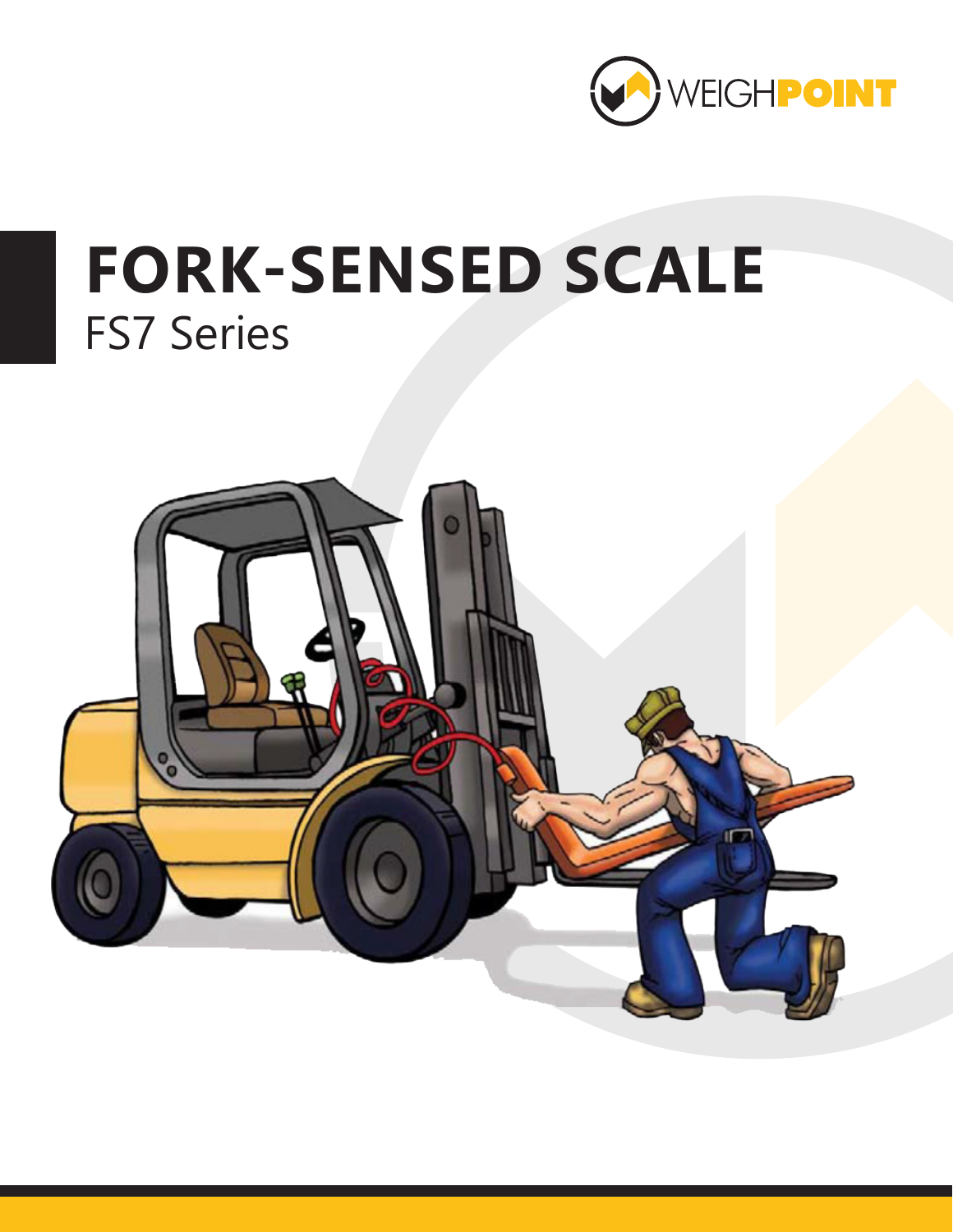WEIGHPOINT

# FORK-SENSED SCALE

## FS7 Series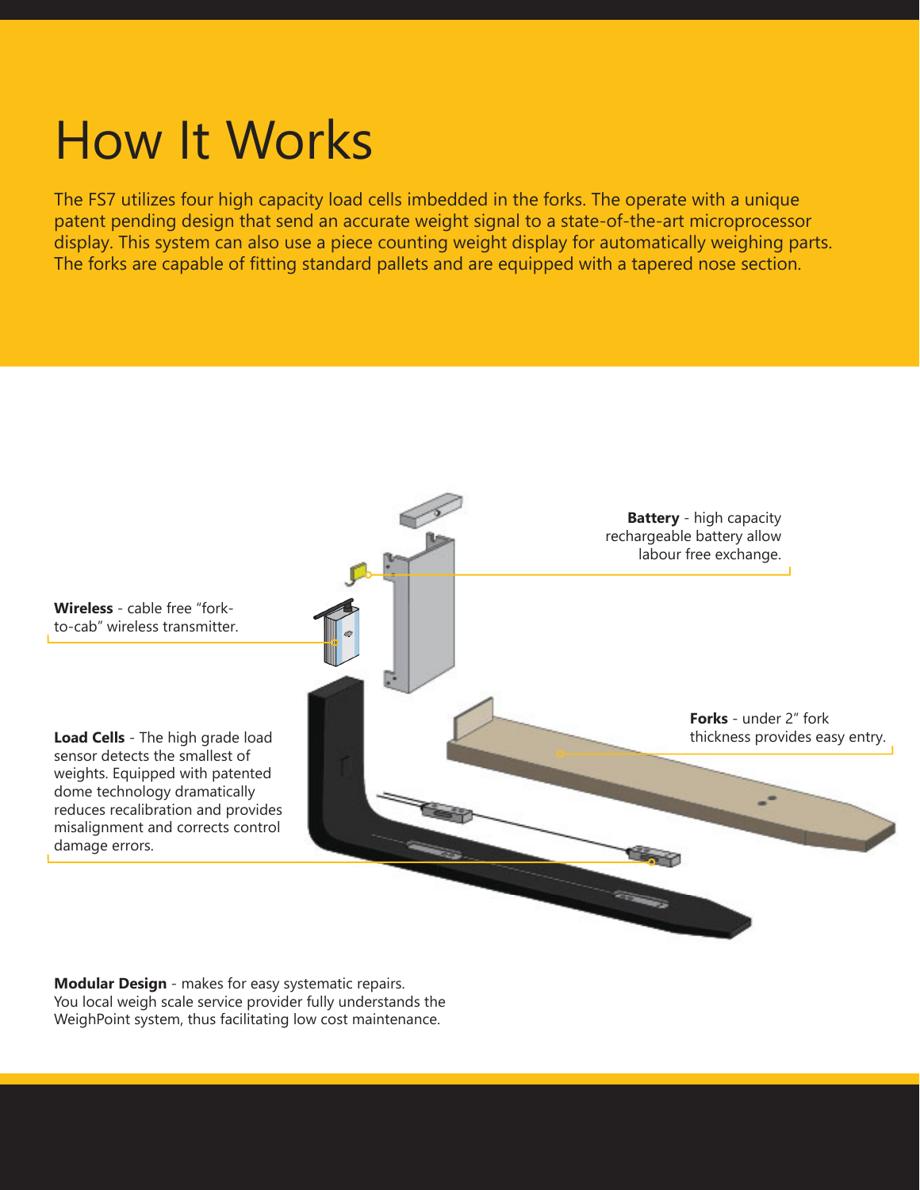# How It Works

The FS7 utilizes four high capacity load cells imbedded in the forks. The operate with a unique patent pending design that send an accurate weight signal to a state-of-the-art microprocessor display. This system can also use a piece counting weight display for automatically weighing parts. The forks are capable of fitting standard pallets and are equipped with a tapered nose section.

**Battery** - high capacity rechargeable battery allow labour free exchange.

**Wireless** - cable free "fork-to-cab" wireless transmitter.

**Forks** - under 2" fork thickness provides easy entry.

**Load Cells** - The high grade load sensor detects the smallest of weights. Equipped with patented dome technology dramatically reduces recalibration and provides misalignment and corrects control damage errors.

**Modular Design** - makes for easy systematic repairs. You local weigh scale service provider fully understands the WeighPoint system, thus facilitating low cost maintenance.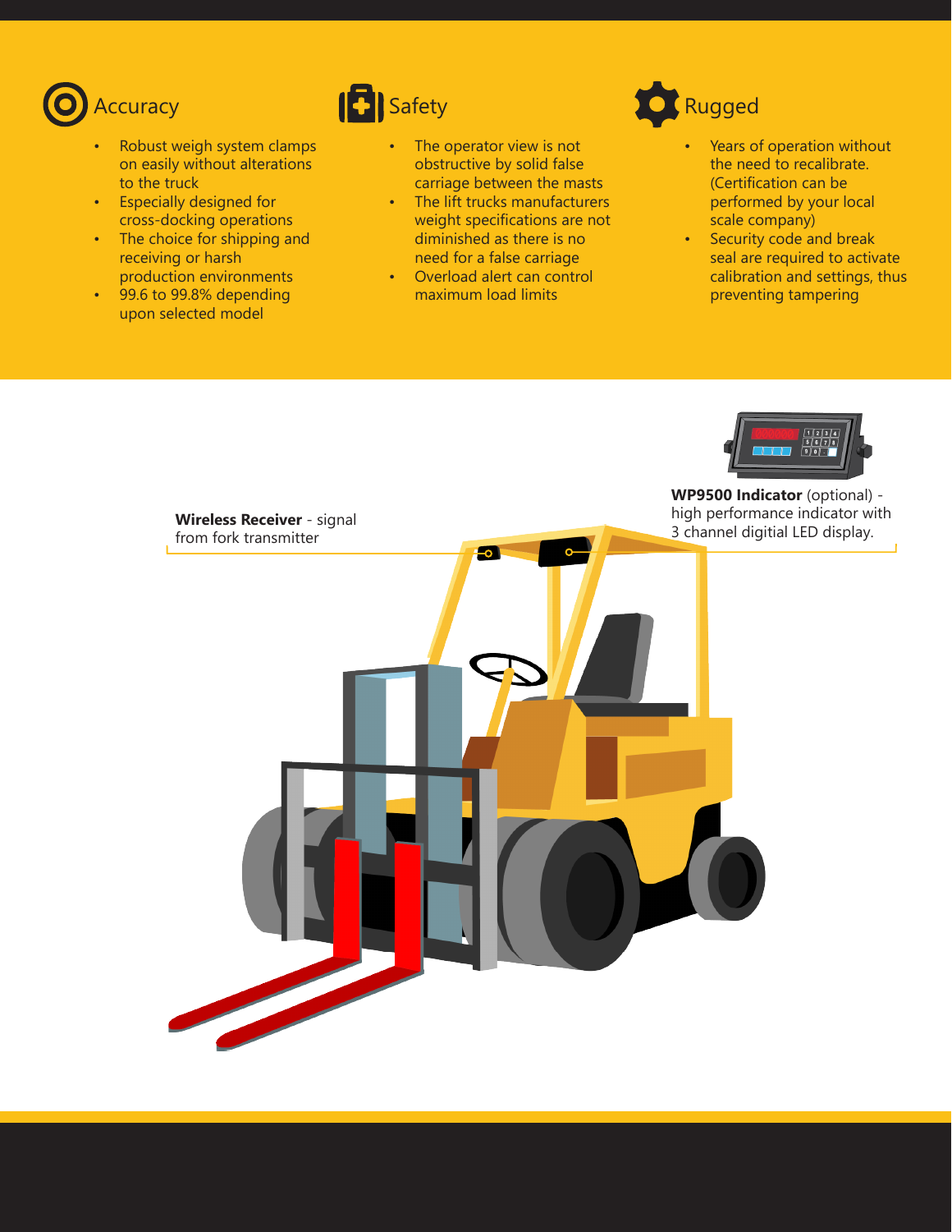## Accuracy

- Robust weigh system clamps on easily without alterations to the truck
- Especially designed for cross-docking operations
- The choice for shipping and receiving or harsh production environments
- 99.6 to 99.8% depending upon selected model

## Safety

- The operator view is not obstructive by solid false carriage between the masts
- The lift trucks manufacturers weight specifications are not diminished as there is no need for a false carriage
- Overload alert can control maximum load limits

## Rugged

- Years of operation without the need to recalibrate. (Certification can be performed by your local scale company)
- Security code and break seal are required to activate calibration and settings, thus preventing tampering

**WP9500 Indicator** (optional) - high performance indicator with 3 channel digitial LED display.

**Wireless Receiver** - signal from fork transmitter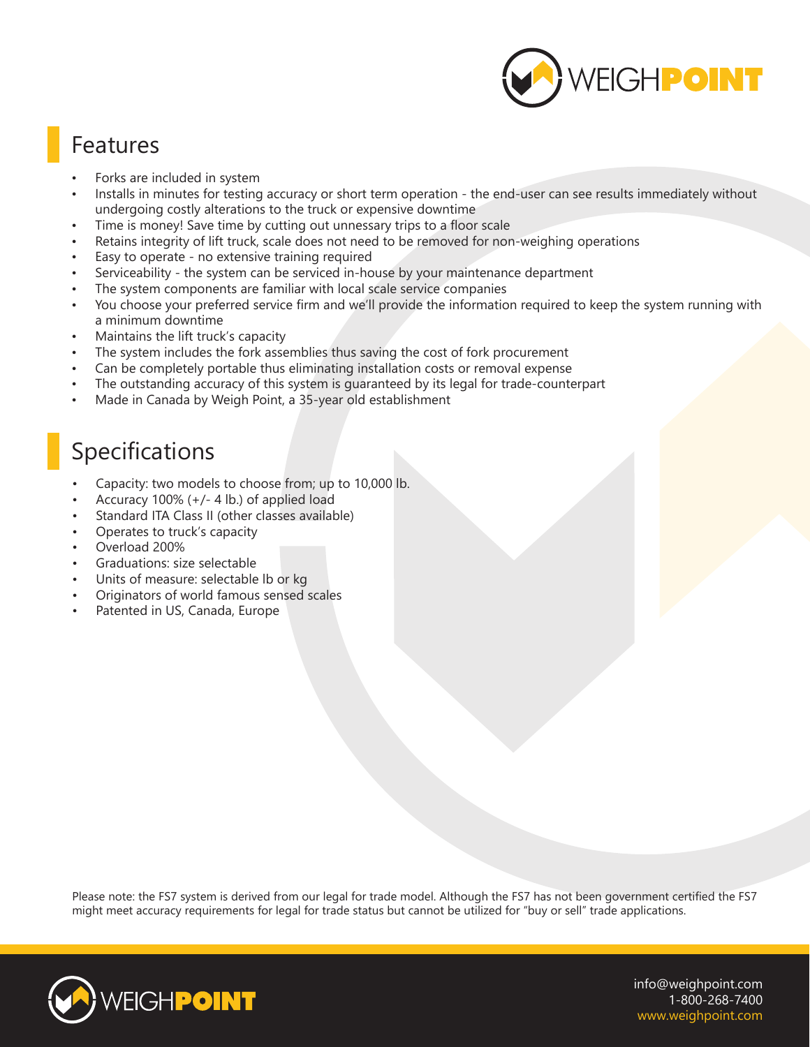## Features

- Forks are included in system
- Installs in minutes for testing accuracy or short term operation - the end-user can see results immediately without undergoing costly alterations to the truck or expensive downtime
- Time is money! Save time by cutting out unnessary trips to a floor scale
- Retains integrity of lift truck, scale does not need to be removed for non-weighing operations
- Easy to operate - no extensive training required
- Serviceability - the system can be serviced in-house by your maintenance department
- The system components are familiar with local scale service companies
- You choose your preferred service firm and we'll provide the information required to keep the system running with a minimum downtime
- Maintains the lift truck's capacity
- The system includes the fork assemblies thus saving the cost of fork procurement
- Can be completely portable thus eliminating installation costs or removal expense
- The outstanding accuracy of this system is guaranteed by its legal for trade-counterpart
- Made in Canada by Weigh Point, a 35-year old establishment

## Specifications

- Capacity: two models to choose from; up to 10,000 lb.
- Accuracy 100% (+/- 4 lb.) of applied load
- Standard ITA Class II (other classes available)
- Operates to truck's capacity
- Overload 200%
- Graduations: size selectable
- Units of measure: selectable lb or kg
- Originators of world famous sensed scales
- Patented in US, Canada, Europe

Please note: the FS7 system is derived from our legal for trade model. Although the FS7 has not been government certified the FS7 might meet accuracy requirements for legal for trade status but cannot be utilized for "buy or sell" trade applications.

info@weighpoint.com
1-800-268-7400
www.weighpoint.com